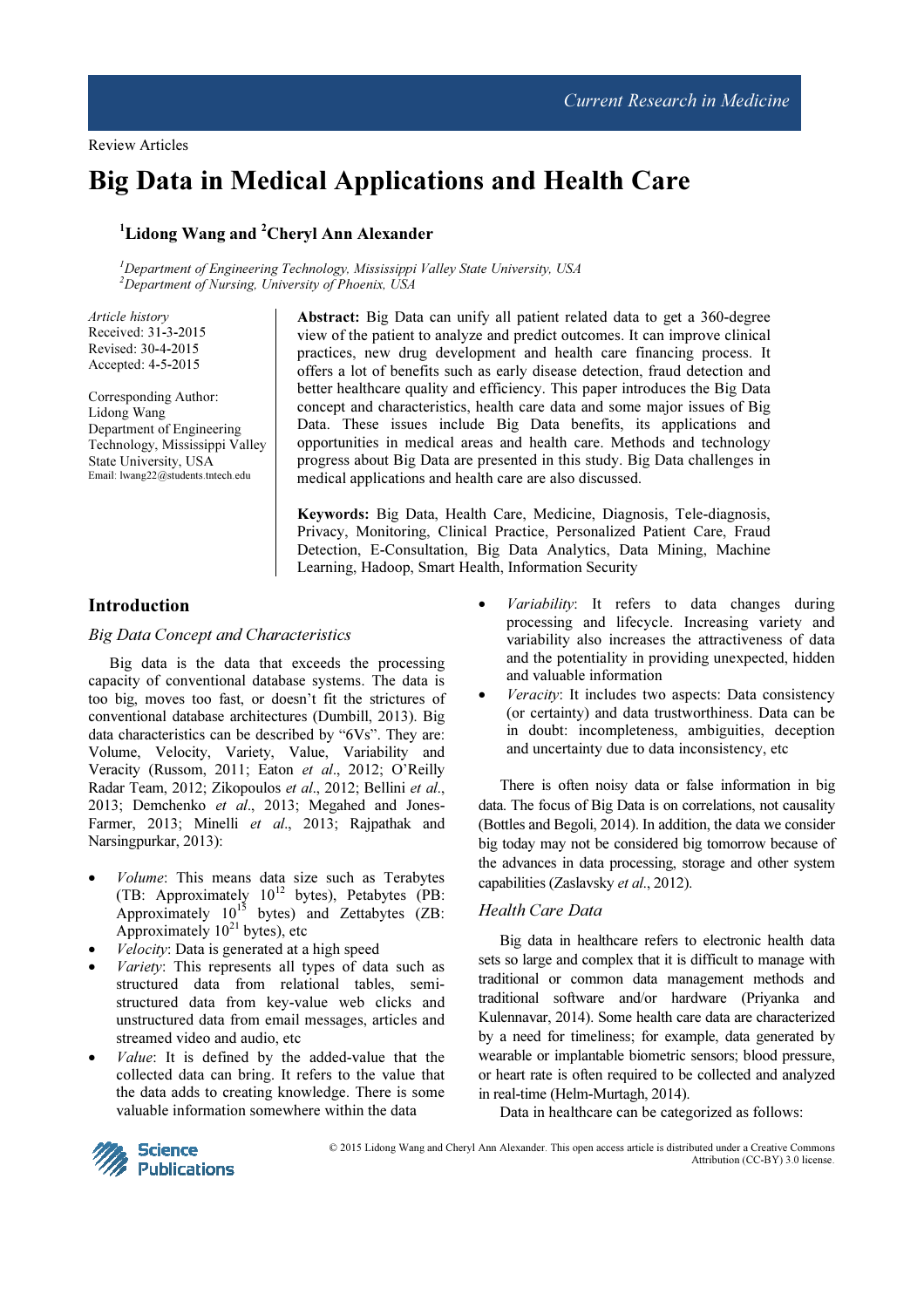Review Articles

# Big Data in Medical Applications and Health Care

[1]Lidong Wang and [2]Cheryl Ann Alexander

[1]*Department of Engineering Technology, Mississippi Valley State University, USA*
[2]*Department of Nursing, University of Phoenix, USA*

*Article history*
Received: 31-3-2015
Revised: 30-4-2015
Accepted: 4-5-2015

Corresponding Author:
Lidong Wang
Department of Engineering Technology, Mississippi Valley State University, USA
Email: lwang22@students.tntech.edu

**Abstract:** Big Data can unify all patient related data to get a 360-degree view of the patient to analyze and predict outcomes. It can improve clinical practices, new drug development and health care financing process. It offers a lot of benefits such as early disease detection, fraud detection and better healthcare quality and efficiency. This paper introduces the Big Data concept and characteristics, health care data and some major issues of Big Data. These issues include Big Data benefits, its applications and opportunities in medical areas and health care. Methods and technology progress about Big Data are presented in this study. Big Data challenges in medical applications and health care are also discussed.

**Keywords:** Big Data, Health Care, Medicine, Diagnosis, Tele-diagnosis, Privacy, Monitoring, Clinical Practice, Personalized Patient Care, Fraud Detection, E-Consultation, Big Data Analytics, Data Mining, Machine Learning, Hadoop, Smart Health, Information Security

## Introduction

### Big Data Concept and Characteristics

Big data is the data that exceeds the processing capacity of conventional database systems. The data is too big, moves too fast, or doesn't fit the strictures of conventional database architectures (Dumbill, 2013). Big data characteristics can be described by "6Vs". They are: Volume, Velocity, Variety, Value, Variability and Veracity (Russom, 2011; Eaton *et al*., 2012; O'Reilly Radar Team, 2012; Zikopoulos *et al*., 2012; Bellini *et al*., 2013; Demchenko *et al*., 2013; Megahed and Jones-Farmer, 2013; Minelli *et al*., 2013; Rajpathak and Narsingpurkar, 2013):

- *Volume*: This means data size such as Terabytes (TB: Approximately $10^{12}$ bytes), Petabytes (PB: Approximately $10^{15}$ bytes) and Zettabytes (ZB: Approximately $10^{21}$ bytes), etc
- *Velocity*: Data is generated at a high speed
- *Variety*: This represents all types of data such as structured data from relational tables, semi-structured data from key-value web clicks and unstructured data from email messages, articles and streamed video and audio, etc
- *Value*: It is defined by the added-value that the collected data can bring. It refers to the value that the data adds to creating knowledge. There is some valuable information somewhere within the data
- *Variability*: It refers to data changes during processing and lifecycle. Increasing variety and variability also increases the attractiveness of data and the potentiality in providing unexpected, hidden and valuable information
- *Veracity*: It includes two aspects: Data consistency (or certainty) and data trustworthiness. Data can be in doubt: incompleteness, ambiguities, deception and uncertainty due to data inconsistency, etc

There is often noisy data or false information in big data. The focus of Big Data is on correlations, not causality (Bottles and Begoli, 2014). In addition, the data we consider big today may not be considered big tomorrow because of the advances in data processing, storage and other system capabilities (Zaslavsky *et al*., 2012).

### Health Care Data

Big data in healthcare refers to electronic health data sets so large and complex that it is difficult to manage with traditional or common data management methods and traditional software and/or hardware (Priyanka and Kulennavar, 2014). Some health care data are characterized by a need for timeliness; for example, data generated by wearable or implantable biometric sensors; blood pressure, or heart rate is often required to be collected and analyzed in real-time (Helm-Murtagh, 2014).

Data in healthcare can be categorized as follows:

© 2015 Lidong Wang and Cheryl Ann Alexander. This open access article is distributed under a Creative Commons Attribution (CC-BY) 3.0 license.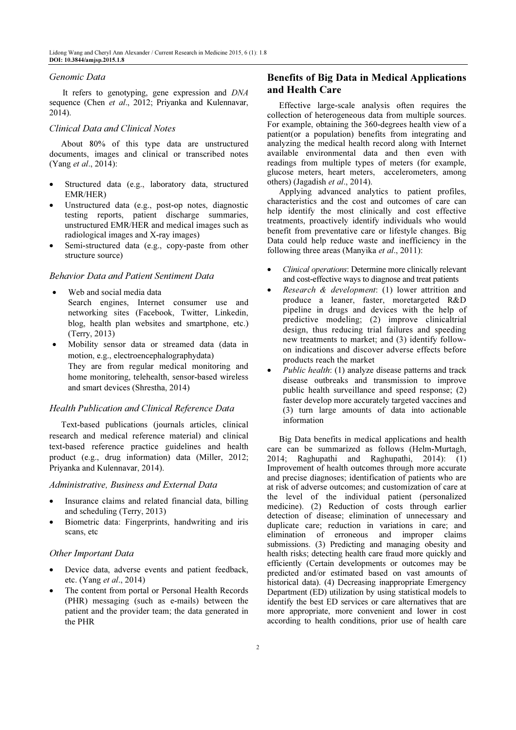### *Genomic Data*

It refers to genotyping, gene expression and *DNA* sequence (Chen *et al*., 2012; Priyanka and Kulennavar, 2014).

### *Clinical Data and Clinical Notes*

About 80% of this type data are unstructured documents, images and clinical or transcribed notes (Yang *et al*., 2014):

- Structured data (e.g., laboratory data, structured EMR/HER)
- Unstructured data (e.g., post-op notes, diagnostic testing reports, patient discharge summaries, unstructured EMR/HER and medical images such as radiological images and X-ray images)
- Semi-structured data (e.g., copy-paste from other structure source)

### *Behavior Data and Patient Sentiment Data*

- Web and social media data
  Search engines, Internet consumer use and networking sites (Facebook, Twitter, Linkedin, blog, health plan websites and smartphone, etc.) (Terry, 2013)
- Mobility sensor data or streamed data (data in motion, e.g., electroencephalographydata)
  They are from regular medical monitoring and home monitoring, telehealth, sensor-based wireless and smart devices (Shrestha, 2014)

### *Health Publication and Clinical Reference Data*

Text-based publications (journals articles, clinical research and medical reference material) and clinical text-based reference practice guidelines and health product (e.g., drug information) data (Miller, 2012; Priyanka and Kulennavar, 2014).

### *Administrative, Business and External Data*

- Insurance claims and related financial data, billing and scheduling (Terry, 2013)
- Biometric data: Fingerprints, handwriting and iris scans, etc

### *Other Important Data*

- Device data, adverse events and patient feedback, etc. (Yang *et al*., 2014)
- The content from portal or Personal Health Records (PHR) messaging (such as e-mails) between the patient and the provider team; the data generated in the PHR

## Benefits of Big Data in Medical Applications and Health Care

Effective large-scale analysis often requires the collection of heterogeneous data from multiple sources. For example, obtaining the 360-degrees health view of a patient(or a population) benefits from integrating and analyzing the medical health record along with Internet available environmental data and then even with readings from multiple types of meters (for example, glucose meters, heart meters, accelerometers, among others) (Jagadish *et al*., 2014).

Applying advanced analytics to patient profiles, characteristics and the cost and outcomes of care can help identify the most clinically and cost effective treatments, proactively identify individuals who would benefit from preventative care or lifestyle changes. Big Data could help reduce waste and inefficiency in the following three areas (Manyika *et al*., 2011):

- *Clinical operations*: Determine more clinically relevant and cost-effective ways to diagnose and treat patients
- *Research & development*: (1) lower attrition and produce a leaner, faster, moretargeted R&D pipeline in drugs and devices with the help of predictive modeling; (2) improve clinicaltrial design, thus reducing trial failures and speeding new treatments to market; and (3) identify follow-on indications and discover adverse effects before products reach the market
- *Public health*: (1) analyze disease patterns and track disease outbreaks and transmission to improve public health surveillance and speed response; (2) faster develop more accurately targeted vaccines and (3) turn large amounts of data into actionable information

Big Data benefits in medical applications and health care can be summarized as follows (Helm-Murtagh, 2014; Raghupathi and Raghupathi, 2014): (1) Improvement of health outcomes through more accurate and precise diagnoses; identification of patients who are at risk of adverse outcomes; and customization of care at the level of the individual patient (personalized medicine). (2) Reduction of costs through earlier detection of disease; elimination of unnecessary and duplicate care; reduction in variations in care; and elimination of erroneous and improper claims submissions. (3) Predicting and managing obesity and health risks; detecting health care fraud more quickly and efficiently (Certain developments or outcomes may be predicted and/or estimated based on vast amounts of historical data). (4) Decreasing inappropriate Emergency Department (ED) utilization by using statistical models to identify the best ED services or care alternatives that are more appropriate, more convenient and lower in cost according to health conditions, prior use of health care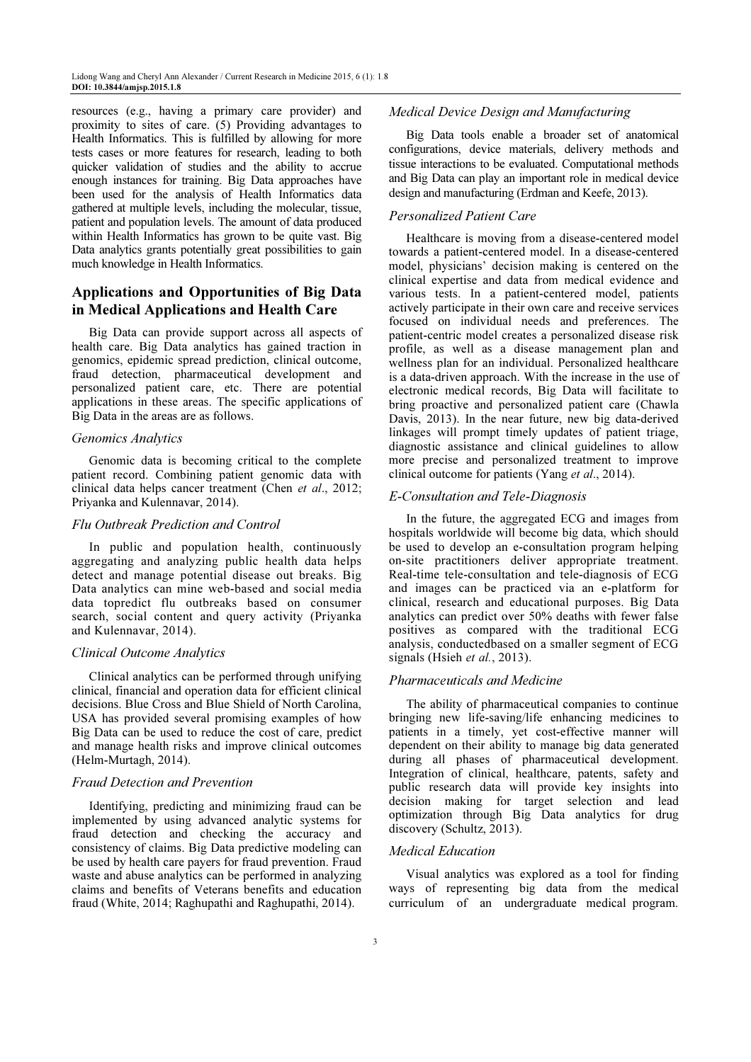resources (e.g., having a primary care provider) and proximity to sites of care. (5) Providing advantages to Health Informatics. This is fulfilled by allowing for more tests cases or more features for research, leading to both quicker validation of studies and the ability to accrue enough instances for training. Big Data approaches have been used for the analysis of Health Informatics data gathered at multiple levels, including the molecular, tissue, patient and population levels. The amount of data produced within Health Informatics has grown to be quite vast. Big Data analytics grants potentially great possibilities to gain much knowledge in Health Informatics.

## Applications and Opportunities of Big Data in Medical Applications and Health Care

Big Data can provide support across all aspects of health care. Big Data analytics has gained traction in genomics, epidemic spread prediction, clinical outcome, fraud detection, pharmaceutical development and personalized patient care, etc. There are potential applications in these areas. The specific applications of Big Data in the areas are as follows.

### *Genomics Analytics*

Genomic data is becoming critical to the complete patient record. Combining patient genomic data with clinical data helps cancer treatment (Chen *et al*., 2012; Priyanka and Kulennavar, 2014).

### *Flu Outbreak Prediction and Control*

In public and population health, continuously aggregating and analyzing public health data helps detect and manage potential disease out breaks. Big Data analytics can mine web-based and social media data topredict flu outbreaks based on consumer search, social content and query activity (Priyanka and Kulennavar, 2014).

### *Clinical Outcome Analytics*

Clinical analytics can be performed through unifying clinical, financial and operation data for efficient clinical decisions. Blue Cross and Blue Shield of North Carolina, USA has provided several promising examples of how Big Data can be used to reduce the cost of care, predict and manage health risks and improve clinical outcomes (Helm-Murtagh, 2014).

### *Fraud Detection and Prevention*

Identifying, predicting and minimizing fraud can be implemented by using advanced analytic systems for fraud detection and checking the accuracy and consistency of claims. Big Data predictive modeling can be used by health care payers for fraud prevention. Fraud waste and abuse analytics can be performed in analyzing claims and benefits of Veterans benefits and education fraud (White, 2014; Raghupathi and Raghupathi, 2014).

### *Medical Device Design and Manufacturing*

Big Data tools enable a broader set of anatomical configurations, device materials, delivery methods and tissue interactions to be evaluated. Computational methods and Big Data can play an important role in medical device design and manufacturing (Erdman and Keefe, 2013).

### *Personalized Patient Care*

Healthcare is moving from a disease-centered model towards a patient-centered model. In a disease-centered model, physicians' decision making is centered on the clinical expertise and data from medical evidence and various tests. In a patient-centered model, patients actively participate in their own care and receive services focused on individual needs and preferences. The patient-centric model creates a personalized disease risk profile, as well as a disease management plan and wellness plan for an individual. Personalized healthcare is a data-driven approach. With the increase in the use of electronic medical records, Big Data will facilitate to bring proactive and personalized patient care (Chawla Davis, 2013). In the near future, new big data-derived linkages will prompt timely updates of patient triage, diagnostic assistance and clinical guidelines to allow more precise and personalized treatment to improve clinical outcome for patients (Yang *et al*., 2014).

### *E-Consultation and Tele-Diagnosis*

In the future, the aggregated ECG and images from hospitals worldwide will become big data, which should be used to develop an e-consultation program helping on-site practitioners deliver appropriate treatment. Real-time tele-consultation and tele-diagnosis of ECG and images can be practiced via an e-platform for clinical, research and educational purposes. Big Data analytics can predict over 50% deaths with fewer false positives as compared with the traditional ECG analysis, conductedbased on a smaller segment of ECG signals (Hsieh *et al.*, 2013).

### *Pharmaceuticals and Medicine*

The ability of pharmaceutical companies to continue bringing new life-saving/life enhancing medicines to patients in a timely, yet cost-effective manner will dependent on their ability to manage big data generated during all phases of pharmaceutical development. Integration of clinical, healthcare, patents, safety and public research data will provide key insights into decision making for target selection and lead optimization through Big Data analytics for drug discovery (Schultz, 2013).

### *Medical Education*

Visual analytics was explored as a tool for finding ways of representing big data from the medical curriculum of an undergraduate medical program.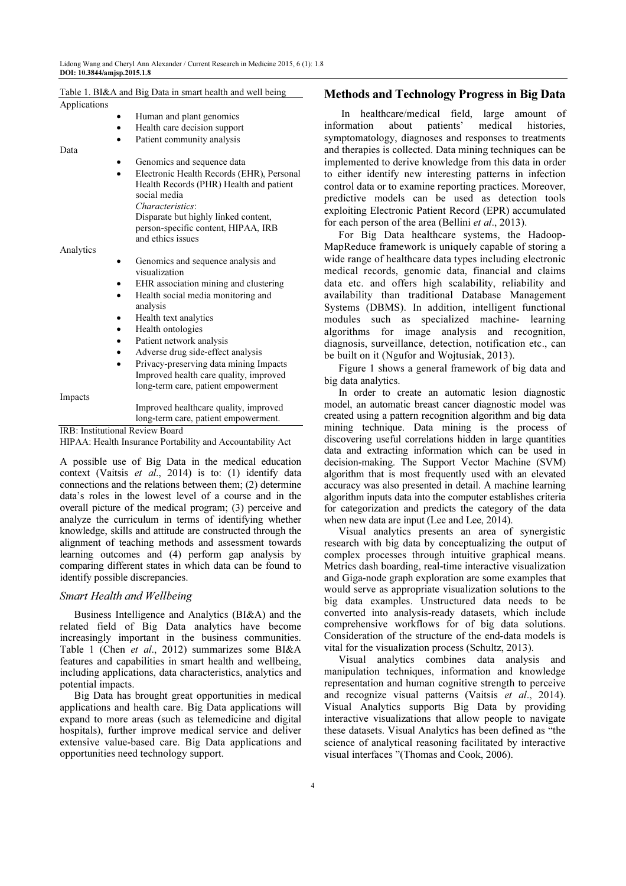Table 1. BI&A and Big Data in smart health and well being

| | |
|---|---|
| Applications | |
| | • Human and plant genomics |
| | • Health care decision support |
| | • Patient community analysis |
| Data | |
| | • Genomics and sequence data |
| | • Electronic Health Records (EHR), Personal Health Records (PHR) Health and patient social media |
| | *Characteristics*: Disparate but highly linked content, person-specific content, HIPAA, IRB and ethics issues |
| Analytics | |
| | • Genomics and sequence analysis and visualization |
| | • EHR association mining and clustering |
| | • Health social media monitoring and analysis |
| | • Health text analytics |
| | • Health ontologies |
| | • Patient network analysis |
| | • Adverse drug side-effect analysis |
| | • Privacy-preserving data mining Impacts Improved health care quality, improved long-term care, patient empowerment |
| Impacts | |
| | Improved healthcare quality, improved long-term care, patient empowerment. |

IRB: Institutional Review Board
HIPAA: Health Insurance Portability and Accountability Act

A possible use of Big Data in the medical education context (Vaitsis *et al*., 2014) is to: (1) identify data connections and the relations between them; (2) determine data's roles in the lowest level of a course and in the overall picture of the medical program; (3) perceive and analyze the curriculum in terms of identifying whether knowledge, skills and attitude are constructed through the alignment of teaching methods and assessment towards learning outcomes and (4) perform gap analysis by comparing different states in which data can be found to identify possible discrepancies.

### Smart Health and Wellbeing

Business Intelligence and Analytics (BI&A) and the related field of Big Data analytics have become increasingly important in the business communities. Table 1 (Chen *et al*., 2012) summarizes some BI&A features and capabilities in smart health and wellbeing, including applications, data characteristics, analytics and potential impacts.

Big Data has brought great opportunities in medical applications and health care. Big Data applications will expand to more areas (such as telemedicine and digital hospitals), further improve medical service and deliver extensive value-based care. Big Data applications and opportunities need technology support.

## Methods and Technology Progress in Big Data

In healthcare/medical field, large amount of information about patients' medical histories, symptomatology, diagnoses and responses to treatments and therapies is collected. Data mining techniques can be implemented to derive knowledge from this data in order to either identify new interesting patterns in infection control data or to examine reporting practices. Moreover, predictive models can be used as detection tools exploiting Electronic Patient Record (EPR) accumulated for each person of the area (Bellini *et al*., 2013).

For Big Data healthcare systems, the Hadoop-MapReduce framework is uniquely capable of storing a wide range of healthcare data types including electronic medical records, genomic data, financial and claims data etc. and offers high scalability, reliability and availability than traditional Database Management Systems (DBMS). In addition, intelligent functional modules such as specialized machine- learning algorithms for image analysis and recognition, diagnosis, surveillance, detection, notification etc., can be built on it (Ngufor and Wojtusiak, 2013).

Figure 1 shows a general framework of big data and big data analytics.

In order to create an automatic lesion diagnostic model, an automatic breast cancer diagnostic model was created using a pattern recognition algorithm and big data mining technique. Data mining is the process of discovering useful correlations hidden in large quantities data and extracting information which can be used in decision-making. The Support Vector Machine (SVM) algorithm that is most frequently used with an elevated accuracy was also presented in detail. A machine learning algorithm inputs data into the computer establishes criteria for categorization and predicts the category of the data when new data are input (Lee and Lee, 2014).

Visual analytics presents an area of synergistic research with big data by conceptualizing the output of complex processes through intuitive graphical means. Metrics dash boarding, real-time interactive visualization and Giga-node graph exploration are some examples that would serve as appropriate visualization solutions to the big data examples. Unstructured data needs to be converted into analysis-ready datasets, which include comprehensive workflows for of big data solutions. Consideration of the structure of the end-data models is vital for the visualization process (Schultz, 2013).

Visual analytics combines data analysis and manipulation techniques, information and knowledge representation and human cognitive strength to perceive and recognize visual patterns (Vaitsis *et al*., 2014). Visual Analytics supports Big Data by providing interactive visualizations that allow people to navigate these datasets. Visual Analytics has been defined as "the science of analytical reasoning facilitated by interactive visual interfaces "(Thomas and Cook, 2006).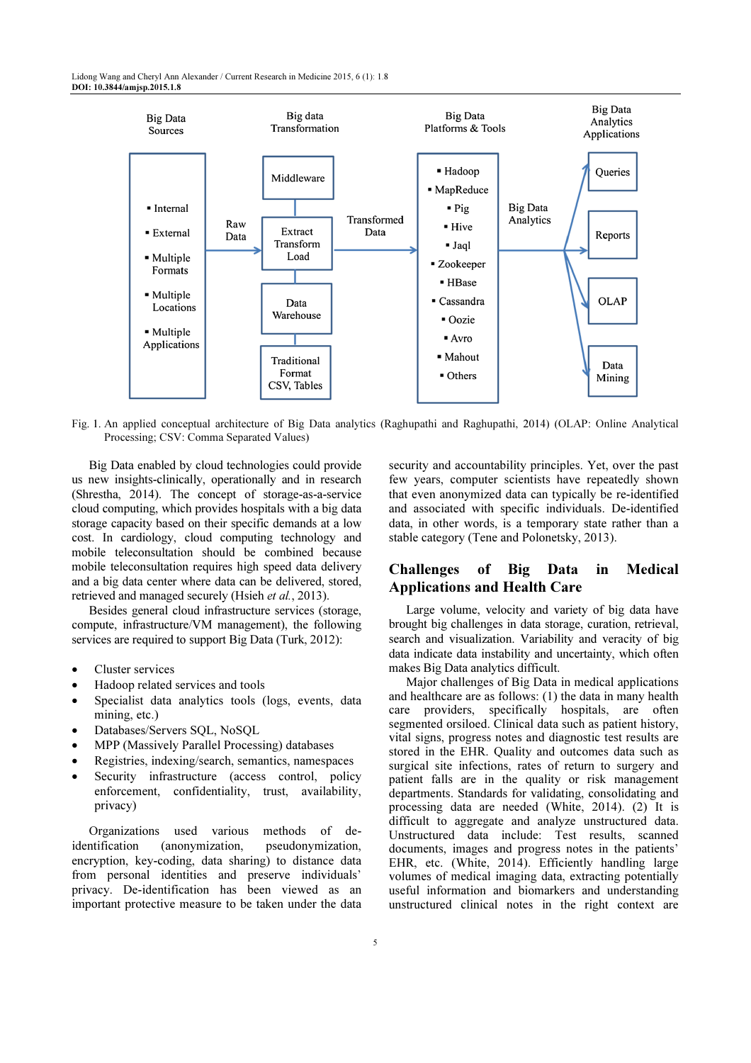Big Data Sources

- Internal
- External
- Multiple Formats
- Multiple Locations
- Multiple Applications

Raw Data

Big data Transformation

Middleware

Extract Transform Load

Data Warehouse

Traditional Format CSV, Tables

Transformed Data

Big Data Platforms & Tools

- Hadoop
- MapReduce
- Pig
- Hive
- Jaql
- Zookeeper
- HBase
- Cassandra
- Oozie
- Avro
- Mahout
- Others

Big Data Analytics

Big Data Analytics Applications

Queries

Reports

OLAP

Data Mining

Fig. 1. An applied conceptual architecture of Big Data analytics (Raghupathi and Raghupathi, 2014) (OLAP: Online Analytical Processing; CSV: Comma Separated Values)

Big Data enabled by cloud technologies could provide us new insights-clinically, operationally and in research (Shrestha, 2014). The concept of storage-as-a-service cloud computing, which provides hospitals with a big data storage capacity based on their specific demands at a low cost. In cardiology, cloud computing technology and mobile teleconsultation should be combined because mobile teleconsultation requires high speed data delivery and a big data center where data can be delivered, stored, retrieved and managed securely (Hsieh *et al.*, 2013).

Besides general cloud infrastructure services (storage, compute, infrastructure/VM management), the following services are required to support Big Data (Turk, 2012):

- Cluster services
- Hadoop related services and tools
- Specialist data analytics tools (logs, events, data mining, etc.)
- Databases/Servers SQL, NoSQL
- MPP (Massively Parallel Processing) databases
- Registries, indexing/search, semantics, namespaces
- Security infrastructure (access control, policy enforcement, confidentiality, trust, availability, privacy)

Organizations used various methods of de-identification (anonymization, pseudonymization, encryption, key-coding, data sharing) to distance data from personal identities and preserve individuals' privacy. De-identification has been viewed as an important protective measure to be taken under the data security and accountability principles. Yet, over the past few years, computer scientists have repeatedly shown that even anonymized data can typically be re-identified and associated with specific individuals. De-identified data, in other words, is a temporary state rather than a stable category (Tene and Polonetsky, 2013).

## Challenges of Big Data in Medical Applications and Health Care

Large volume, velocity and variety of big data have brought big challenges in data storage, curation, retrieval, search and visualization. Variability and veracity of big data indicate data instability and uncertainty, which often makes Big Data analytics difficult.

Major challenges of Big Data in medical applications and healthcare are as follows: (1) the data in many health care providers, specifically hospitals, are often segmented orsiloed. Clinical data such as patient history, vital signs, progress notes and diagnostic test results are stored in the EHR. Quality and outcomes data such as surgical site infections, rates of return to surgery and patient falls are in the quality or risk management departments. Standards for validating, consolidating and processing data are needed (White, 2014). (2) It is difficult to aggregate and analyze unstructured data. Unstructured data include: Test results, scanned documents, images and progress notes in the patients' EHR, etc. (White, 2014). Efficiently handling large volumes of medical imaging data, extracting potentially useful information and biomarkers and understanding unstructured clinical notes in the right context are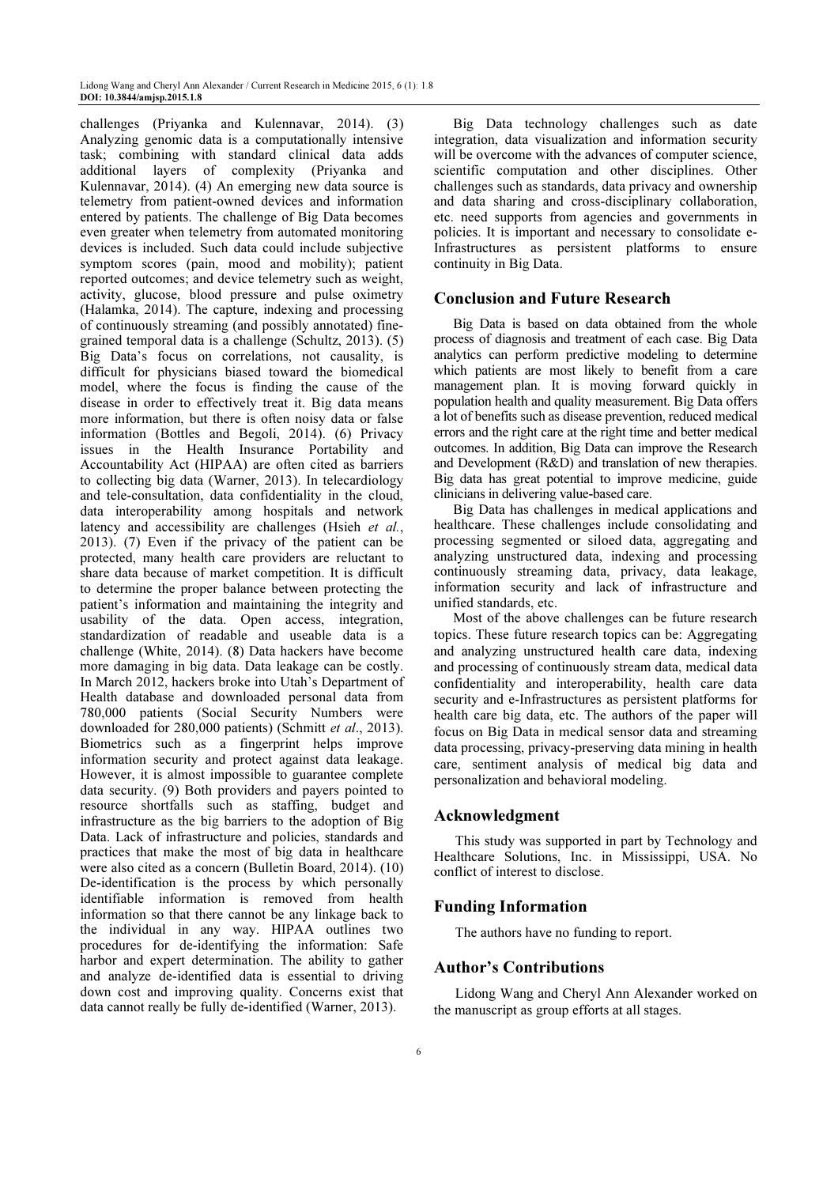challenges (Priyanka and Kulennavar, 2014). (3) Analyzing genomic data is a computationally intensive task; combining with standard clinical data adds additional layers of complexity (Priyanka and Kulennavar, 2014). (4) An emerging new data source is telemetry from patient-owned devices and information entered by patients. The challenge of Big Data becomes even greater when telemetry from automated monitoring devices is included. Such data could include subjective symptom scores (pain, mood and mobility); patient reported outcomes; and device telemetry such as weight, activity, glucose, blood pressure and pulse oximetry (Halamka, 2014). The capture, indexing and processing of continuously streaming (and possibly annotated) fine-grained temporal data is a challenge (Schultz, 2013). (5) Big Data's focus on correlations, not causality, is difficult for physicians biased toward the biomedical model, where the focus is finding the cause of the disease in order to effectively treat it. Big data means more information, but there is often noisy data or false information (Bottles and Begoli, 2014). (6) Privacy issues in the Health Insurance Portability and Accountability Act (HIPAA) are often cited as barriers to collecting big data (Warner, 2013). In telecardiology and tele-consultation, data confidentiality in the cloud, data interoperability among hospitals and network latency and accessibility are challenges (Hsieh *et al.*, 2013). (7) Even if the privacy of the patient can be protected, many health care providers are reluctant to share data because of market competition. It is difficult to determine the proper balance between protecting the patient's information and maintaining the integrity and usability of the data. Open access, integration, standardization of readable and useable data is a challenge (White, 2014). (8) Data hackers have become more damaging in big data. Data leakage can be costly. In March 2012, hackers broke into Utah's Department of Health database and downloaded personal data from 780,000 patients (Social Security Numbers were downloaded for 280,000 patients) (Schmitt *et al*., 2013). Biometrics such as a fingerprint helps improve information security and protect against data leakage. However, it is almost impossible to guarantee complete data security. (9) Both providers and payers pointed to resource shortfalls such as staffing, budget and infrastructure as the big barriers to the adoption of Big Data. Lack of infrastructure and policies, standards and practices that make the most of big data in healthcare were also cited as a concern (Bulletin Board, 2014). (10) De-identification is the process by which personally identifiable information is removed from health information so that there cannot be any linkage back to the individual in any way. HIPAA outlines two procedures for de-identifying the information: Safe harbor and expert determination. The ability to gather and analyze de-identified data is essential to driving down cost and improving quality. Concerns exist that data cannot really be fully de-identified (Warner, 2013).

Big Data technology challenges such as date integration, data visualization and information security will be overcome with the advances of computer science, scientific computation and other disciplines. Other challenges such as standards, data privacy and ownership and data sharing and cross-disciplinary collaboration, etc. need supports from agencies and governments in policies. It is important and necessary to consolidate e-Infrastructures as persistent platforms to ensure continuity in Big Data.

## Conclusion and Future Research

Big Data is based on data obtained from the whole process of diagnosis and treatment of each case. Big Data analytics can perform predictive modeling to determine which patients are most likely to benefit from a care management plan. It is moving forward quickly in population health and quality measurement. Big Data offers a lot of benefits such as disease prevention, reduced medical errors and the right care at the right time and better medical outcomes. In addition, Big Data can improve the Research and Development (R&D) and translation of new therapies. Big data has great potential to improve medicine, guide clinicians in delivering value-based care.

Big Data has challenges in medical applications and healthcare. These challenges include consolidating and processing segmented or siloed data, aggregating and analyzing unstructured data, indexing and processing continuously streaming data, privacy, data leakage, information security and lack of infrastructure and unified standards, etc.

Most of the above challenges can be future research topics. These future research topics can be: Aggregating and analyzing unstructured health care data, indexing and processing of continuously stream data, medical data confidentiality and interoperability, health care data security and e-Infrastructures as persistent platforms for health care big data, etc. The authors of the paper will focus on Big Data in medical sensor data and streaming data processing, privacy-preserving data mining in health care, sentiment analysis of medical big data and personalization and behavioral modeling.

## Acknowledgment

This study was supported in part by Technology and Healthcare Solutions, Inc. in Mississippi, USA. No conflict of interest to disclose.

## Funding Information

The authors have no funding to report.

## Author's Contributions

Lidong Wang and Cheryl Ann Alexander worked on the manuscript as group efforts at all stages.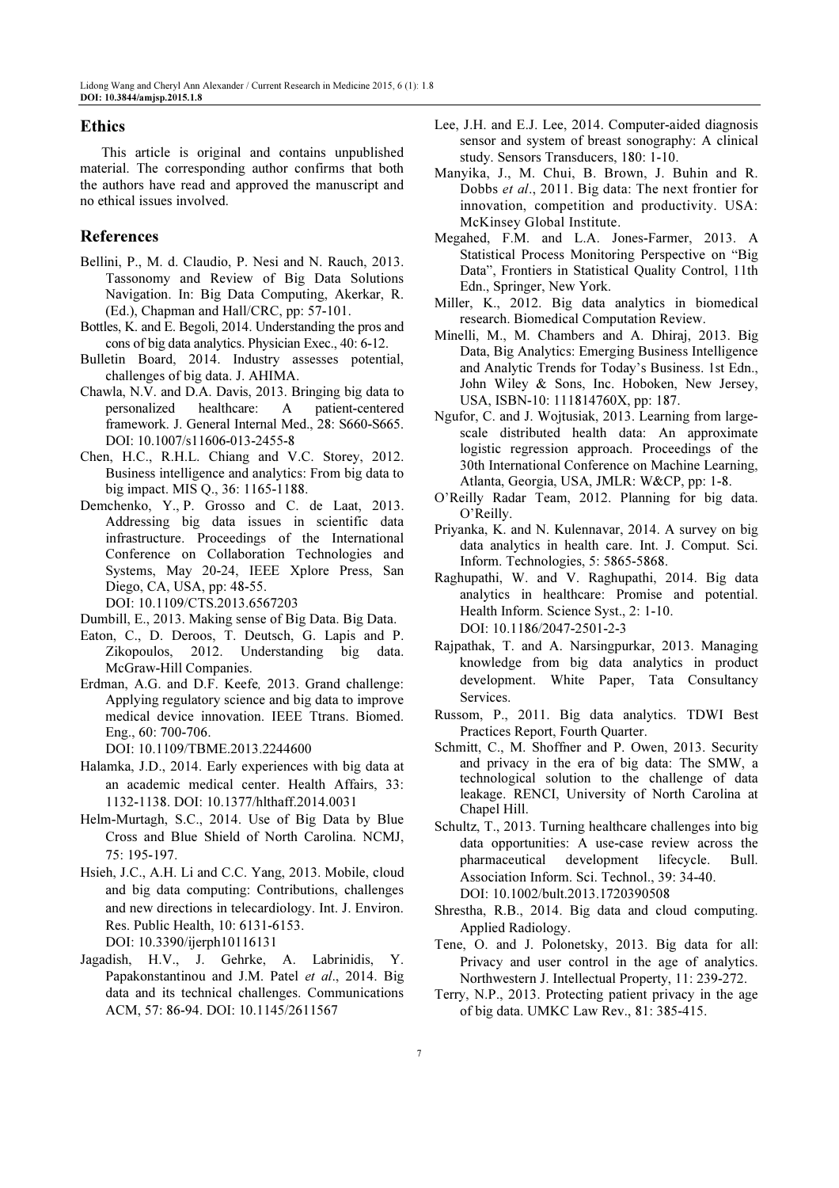## Ethics

This article is original and contains unpublished material. The corresponding author confirms that both the authors have read and approved the manuscript and no ethical issues involved.

## References

Bellini, P., M. d. Claudio, P. Nesi and N. Rauch, 2013. Tassonomy and Review of Big Data Solutions Navigation. In: Big Data Computing, Akerkar, R. (Ed.), Chapman and Hall/CRC, pp: 57-101.

Bottles, K. and E. Begoli, 2014. Understanding the pros and cons of big data analytics. Physician Exec., 40: 6-12.

Bulletin Board, 2014. Industry assesses potential, challenges of big data. J. AHIMA.

Chawla, N.V. and D.A. Davis, 2013. Bringing big data to personalized healthcare: A patient-centered framework. J. General Internal Med., 28: S660-S665. DOI: 10.1007/s11606-013-2455-8

Chen, H.C., R.H.L. Chiang and V.C. Storey, 2012. Business intelligence and analytics: From big data to big impact. MIS Q., 36: 1165-1188.

Demchenko, Y., P. Grosso and C. de Laat, 2013. Addressing big data issues in scientific data infrastructure. Proceedings of the International Conference on Collaboration Technologies and Systems, May 20-24, IEEE Xplore Press, San Diego, CA, USA, pp: 48-55. DOI: 10.1109/CTS.2013.6567203

Dumbill, E., 2013. Making sense of Big Data. Big Data.

Eaton, C., D. Deroos, T. Deutsch, G. Lapis and P. Zikopoulos, 2012. Understanding big data. McGraw-Hill Companies.

Erdman, A.G. and D.F. Keefe*,* 2013. Grand challenge: Applying regulatory science and big data to improve medical device innovation. IEEE Ttrans. Biomed. Eng., 60: 700-706. DOI: 10.1109/TBME.2013.2244600

Halamka, J.D., 2014. Early experiences with big data at an academic medical center. Health Affairs, 33: 1132-1138. DOI: 10.1377/hlthaff.2014.0031

Helm-Murtagh, S.C., 2014. Use of Big Data by Blue Cross and Blue Shield of North Carolina. NCMJ, 75: 195-197.

Hsieh, J.C., A.H. Li and C.C. Yang, 2013. Mobile, cloud and big data computing: Contributions, challenges and new directions in telecardiology. Int. J. Environ. Res. Public Health, 10: 6131-6153. DOI: 10.3390/ijerph10116131

Jagadish, H.V., J. Gehrke, A. Labrinidis, Y. Papakonstantinou and J.M. Patel *et al*., 2014. Big data and its technical challenges. Communications ACM, 57: 86-94. DOI: 10.1145/2611567

Lee, J.H. and E.J. Lee, 2014. Computer-aided diagnosis sensor and system of breast sonography: A clinical study. Sensors Transducers, 180: 1-10.

Manyika, J., M. Chui, B. Brown, J. Buhin and R. Dobbs *et al*., 2011. Big data: The next frontier for innovation, competition and productivity. USA: McKinsey Global Institute.

Megahed, F.M. and L.A. Jones-Farmer, 2013. A Statistical Process Monitoring Perspective on "Big Data", Frontiers in Statistical Quality Control, 11th Edn., Springer, New York.

Miller, K., 2012. Big data analytics in biomedical research. Biomedical Computation Review.

Minelli, M., M. Chambers and A. Dhiraj, 2013. Big Data, Big Analytics: Emerging Business Intelligence and Analytic Trends for Today's Business. 1st Edn., John Wiley & Sons, Inc. Hoboken, New Jersey, USA, ISBN-10: 111814760X, pp: 187.

Ngufor, C. and J. Wojtusiak, 2013. Learning from large-scale distributed health data: An approximate logistic regression approach. Proceedings of the 30th International Conference on Machine Learning, Atlanta, Georgia, USA, JMLR: W&CP, pp: 1-8.

O'Reilly Radar Team, 2012. Planning for big data. O'Reilly.

Priyanka, K. and N. Kulennavar, 2014. A survey on big data analytics in health care. Int. J. Comput. Sci. Inform. Technologies, 5: 5865-5868.

Raghupathi, W. and V. Raghupathi, 2014. Big data analytics in healthcare: Promise and potential. Health Inform. Science Syst., 2: 1-10. DOI: 10.1186/2047-2501-2-3

Rajpathak, T. and A. Narsingpurkar, 2013. Managing knowledge from big data analytics in product development. White Paper, Tata Consultancy Services.

Russom, P., 2011. Big data analytics. TDWI Best Practices Report, Fourth Quarter.

Schmitt, C., M. Shoffner and P. Owen, 2013. Security and privacy in the era of big data: The SMW, a technological solution to the challenge of data leakage. RENCI, University of North Carolina at Chapel Hill.

Schultz, T., 2013. Turning healthcare challenges into big data opportunities: A use-case review across the pharmaceutical development lifecycle. Bull. Association Inform. Sci. Technol., 39: 34-40. DOI: 10.1002/bult.2013.1720390508

Shrestha, R.B., 2014. Big data and cloud computing. Applied Radiology.

Tene, O. and J. Polonetsky, 2013. Big data for all: Privacy and user control in the age of analytics. Northwestern J. Intellectual Property, 11: 239-272.

Terry, N.P., 2013. Protecting patient privacy in the age of big data. UMKC Law Rev., 81: 385-415.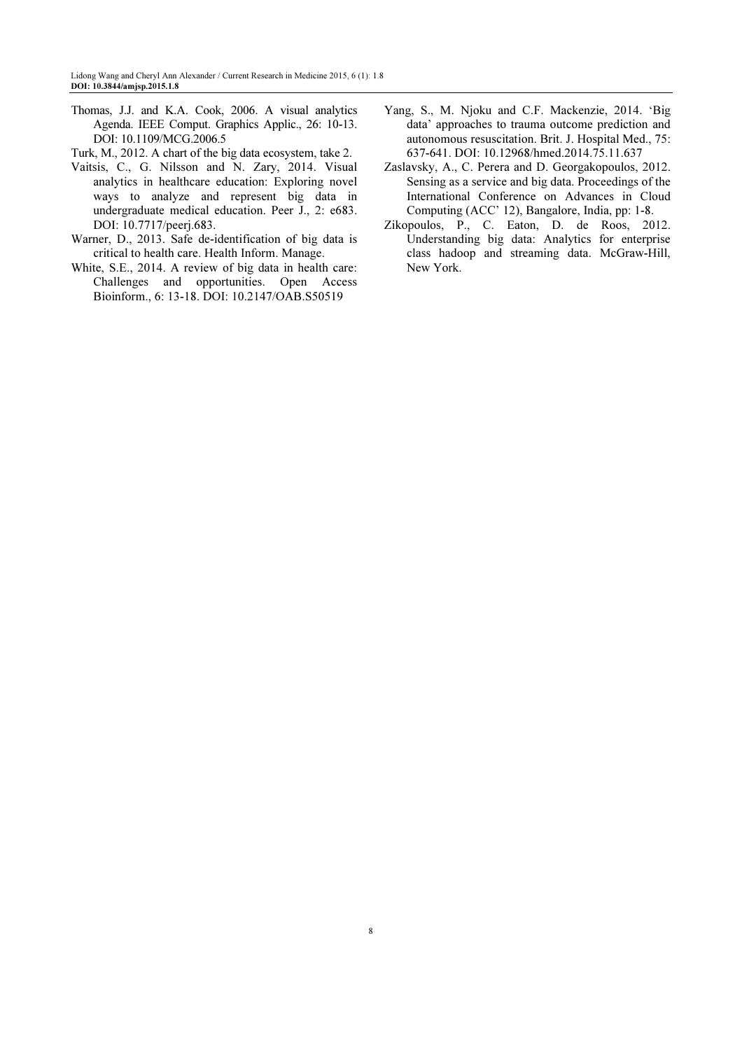Thomas, J.J. and K.A. Cook, 2006. A visual analytics Agenda. IEEE Comput. Graphics Applic., 26: 10-13. DOI: 10.1109/MCG.2006.5

Turk, M., 2012. A chart of the big data ecosystem, take 2.

Vaitsis, C., G. Nilsson and N. Zary, 2014. Visual analytics in healthcare education: Exploring novel ways to analyze and represent big data in undergraduate medical education. Peer J., 2: e683. DOI: 10.7717/peerj.683.

Warner, D., 2013. Safe de-identification of big data is critical to health care. Health Inform. Manage.

White, S.E., 2014. A review of big data in health care: Challenges and opportunities. Open Access Bioinform., 6: 13-18. DOI: 10.2147/OAB.S50519

Yang, S., M. Njoku and C.F. Mackenzie, 2014. 'Big data' approaches to trauma outcome prediction and autonomous resuscitation. Brit. J. Hospital Med., 75: 637-641. DOI: 10.12968/hmed.2014.75.11.637

Zaslavsky, A., C. Perera and D. Georgakopoulos, 2012. Sensing as a service and big data. Proceedings of the International Conference on Advances in Cloud Computing (ACC' 12), Bangalore, India, pp: 1-8.

Zikopoulos, P., C. Eaton, D. de Roos, 2012. Understanding big data: Analytics for enterprise class hadoop and streaming data. McGraw-Hill, New York.